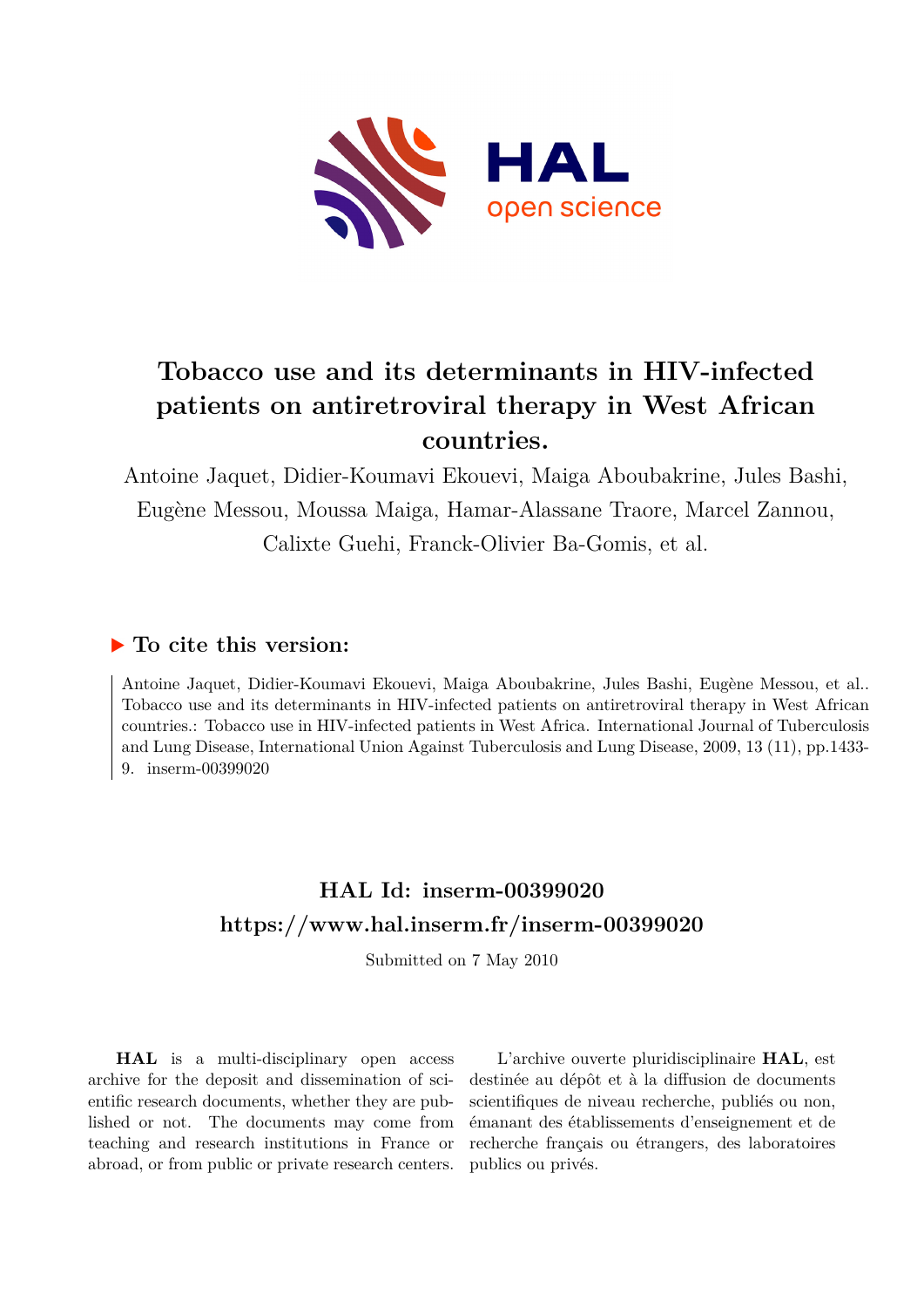# Tobacco use and its determinants in HIV-infected patients on antiretroviral therapy in West African countries.

Antoine Jaquet, Didier-Koumavi Ekouevi, Maiga Aboubakrine, Jules Bashi, Eugène Messou, Moussa Maiga, Hamar-Alassane Traore, Marcel Zannou, Calixte Guehi, Franck-Olivier Ba-Gomis, et al.

## ▶ To cite this version:

Antoine Jaquet, Didier-Koumavi Ekouevi, Maiga Aboubakrine, Jules Bashi, Eugène Messou, et al.. Tobacco use and its determinants in HIV-infected patients on antiretroviral therapy in West African countries.: Tobacco use in HIV-infected patients in West Africa. International Journal of Tuberculosis and Lung Disease, International Union Against Tuberculosis and Lung Disease, 2009, 13 (11), pp.1433-9. inserm-00399020

## HAL Id: inserm-00399020

## https://www.hal.inserm.fr/inserm-00399020

Submitted on 7 May 2010

**HAL** is a multi-disciplinary open access archive for the deposit and dissemination of scientific research documents, whether they are published or not. The documents may come from teaching and research institutions in France or abroad, or from public or private research centers.

L'archive ouverte pluridisciplinaire **HAL**, est destinée au dépôt et à la diffusion de documents scientifiques de niveau recherche, publiés ou non, émanant des établissements d'enseignement et de recherche français ou étrangers, des laboratoires publics ou privés.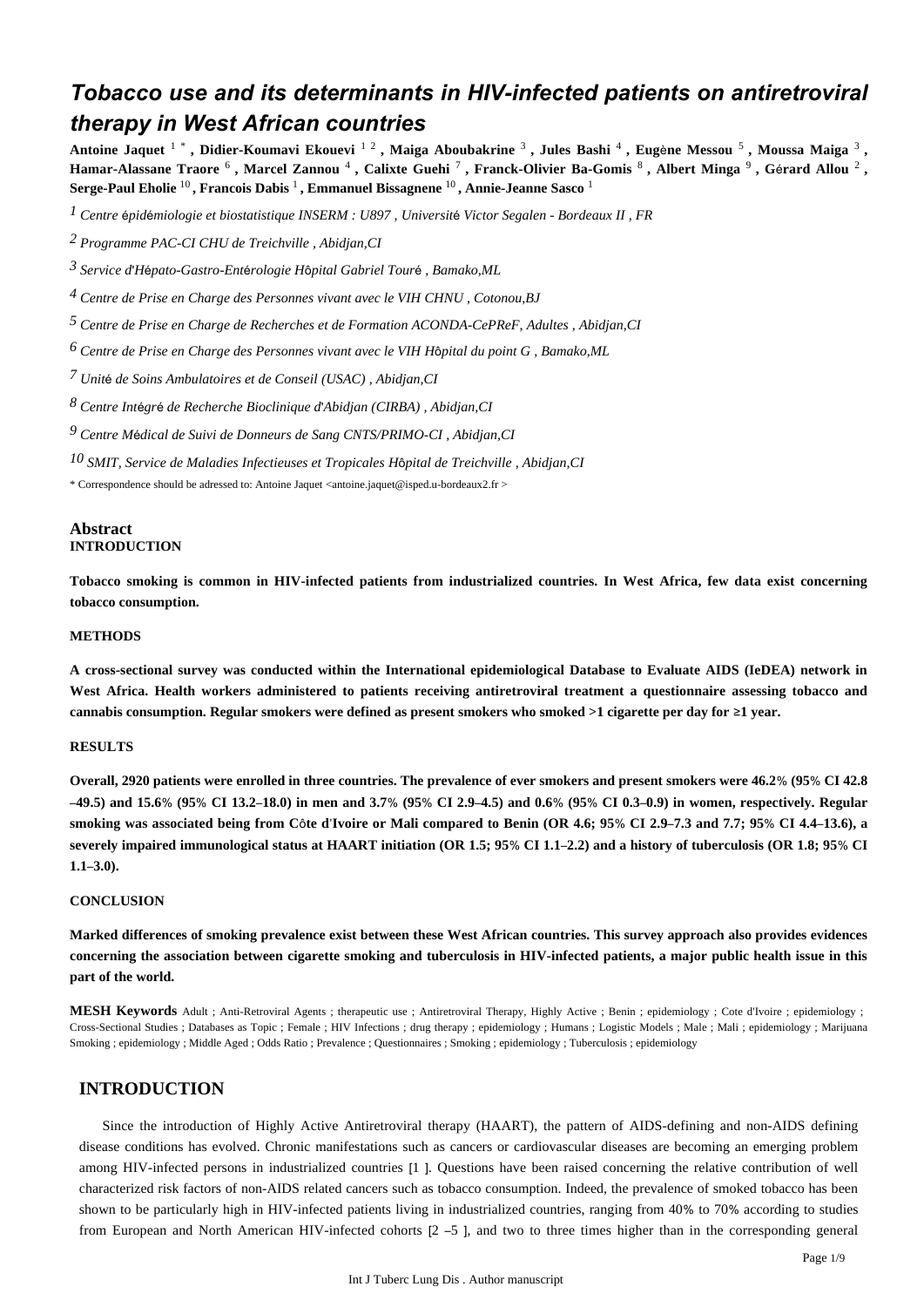# Tobacco use and its determinants in HIV-infected patients on antiretroviral therapy in West African countries

**Antoine Jaquet** [1] [*] **, Didier-Koumavi Ekouevi** [1] [2] **, Maiga Aboubakrine** [3] **, Jules Bashi** [4] **, Eugène Messou** [5] **, Moussa Maiga** [3] **, Hamar-Alassane Traore** [6] **, Marcel Zannou** [4] **, Calixte Guehi** [7] **, Franck-Olivier Ba-Gomis** [8] **, Albert Minga** [9] **, Gérard Allou** [2] **, Serge-Paul Eholie** [10] **, Francois Dabis** [1] **, Emmanuel Bissagnene** [10] **, Annie-Jeanne Sasco** [1]

[1] *Centre épidémiologie et biostatistique INSERM : U897 , Université Victor Segalen - Bordeaux II , FR*

[2] *Programme PAC-CI CHU de Treichville , Abidjan,CI*

[3] *Service d'Hépato-Gastro-Entérologie Hôpital Gabriel Touré , Bamako,ML*

[4] *Centre de Prise en Charge des Personnes vivant avec le VIH CHNU , Cotonou,BJ*

[5] *Centre de Prise en Charge de Recherches et de Formation ACONDA-CePReF, Adultes , Abidjan,CI*

[6] *Centre de Prise en Charge des Personnes vivant avec le VIH Hôpital du point G , Bamako,ML*

[7] *Unité de Soins Ambulatoires et de Conseil (USAC) , Abidjan,CI*

[8] *Centre Intégré de Recherche Bioclinique d'Abidjan (CIRBA) , Abidjan,CI*

[9] *Centre Médical de Suivi de Donneurs de Sang CNTS/PRIMO-CI , Abidjan,CI*

[10] *SMIT, Service de Maladies Infectieuses et Tropicales Hôpital de Treichville , Abidjan,CI*

* Correspondence should be adressed to: Antoine Jaquet <antoine.jaquet@isped.u-bordeaux2.fr >

## Abstract

### INTRODUCTION

**Tobacco smoking is common in HIV-infected patients from industrialized countries. In West Africa, few data exist concerning tobacco consumption.**

### METHODS

**A cross-sectional survey was conducted within the International epidemiological Database to Evaluate AIDS (IeDEA) network in West Africa. Health workers administered to patients receiving antiretroviral treatment a questionnaire assessing tobacco and cannabis consumption. Regular smokers were defined as present smokers who smoked >1 cigarette per day for ≥1 year.**

### RESULTS

**Overall, 2920 patients were enrolled in three countries. The prevalence of ever smokers and present smokers were 46.2% (95% CI 42.8–49.5) and 15.6% (95% CI 13.2–18.0) in men and 3.7% (95% CI 2.9–4.5) and 0.6% (95% CI 0.3–0.9) in women, respectively. Regular smoking was associated being from Côte d'Ivoire or Mali compared to Benin (OR 4.6; 95% CI 2.9–7.3 and 7.7; 95% CI 4.4–13.6), a severely impaired immunological status at HAART initiation (OR 1.5; 95% CI 1.1–2.2) and a history of tuberculosis (OR 1.8; 95% CI 1.1–3.0).**

### CONCLUSION

**Marked differences of smoking prevalence exist between these West African countries. This survey approach also provides evidences concerning the association between cigarette smoking and tuberculosis in HIV-infected patients, a major public health issue in this part of the world.**

**MESH Keywords** Adult ; Anti-Retroviral Agents ; therapeutic use ; Antiretroviral Therapy, Highly Active ; Benin ; epidemiology ; Cote d'Ivoire ; epidemiology ; Cross-Sectional Studies ; Databases as Topic ; Female ; HIV Infections ; drug therapy ; epidemiology ; Humans ; Logistic Models ; Male ; Mali ; epidemiology ; Marijuana Smoking ; epidemiology ; Middle Aged ; Odds Ratio ; Prevalence ; Questionnaires ; Smoking ; epidemiology ; Tuberculosis ; epidemiology

## INTRODUCTION

Since the introduction of Highly Active Antiretroviral therapy (HAART), the pattern of AIDS-defining and non-AIDS defining disease conditions has evolved. Chronic manifestations such as cancers or cardiovascular diseases are becoming an emerging problem among HIV-infected persons in industrialized countries [1 ]. Questions have been raised concerning the relative contribution of well characterized risk factors of non-AIDS related cancers such as tobacco consumption. Indeed, the prevalence of smoked tobacco has been shown to be particularly high in HIV-infected patients living in industrialized countries, ranging from 40% to 70% according to studies from European and North American HIV-infected cohorts [2 –5 ], and two to three times higher than in the corresponding general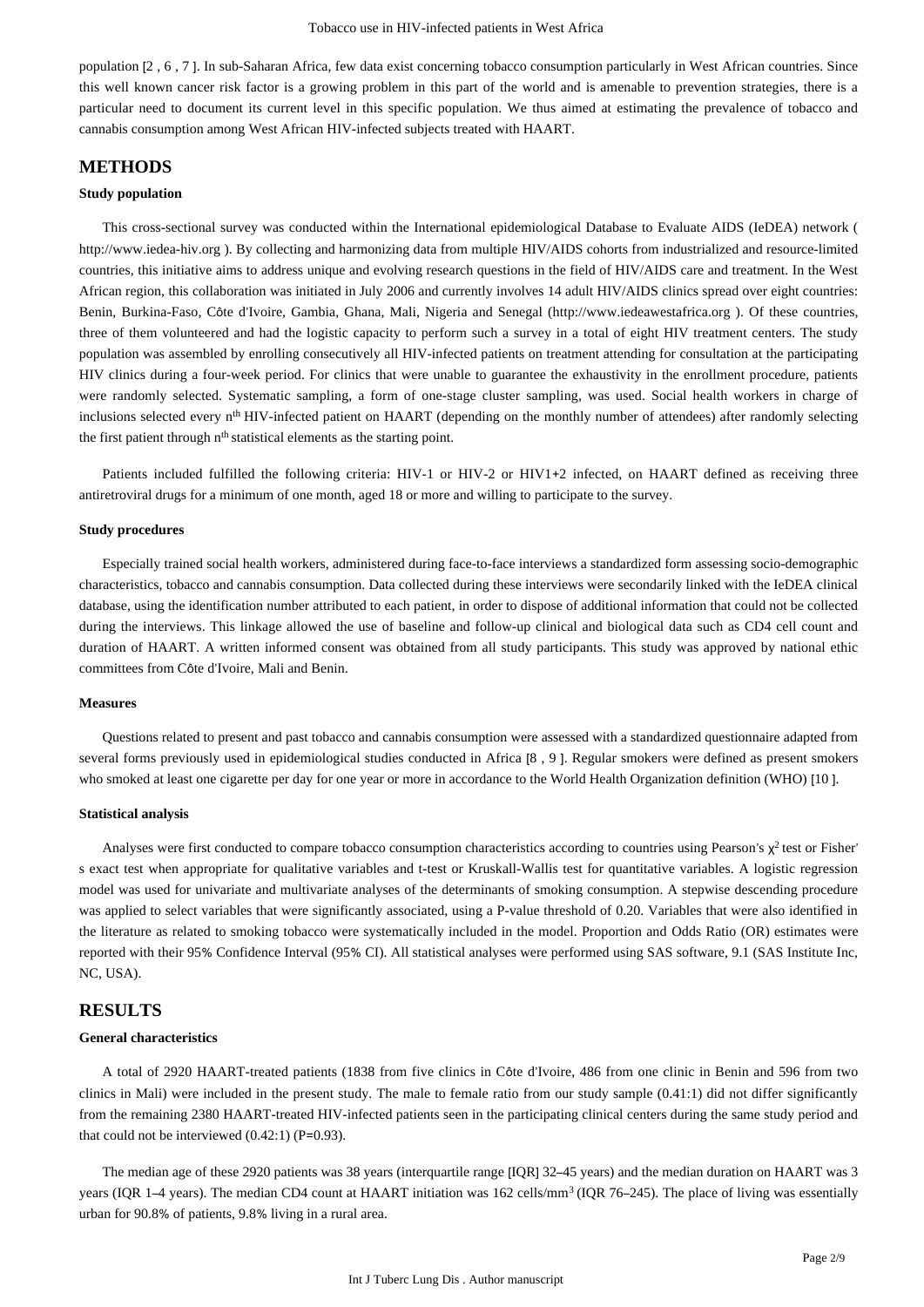population [2 , 6 , 7 ]. In sub-Saharan Africa, few data exist concerning tobacco consumption particularly in West African countries. Since this well known cancer risk factor is a growing problem in this part of the world and is amenable to prevention strategies, there is a particular need to document its current level in this specific population. We thus aimed at estimating the prevalence of tobacco and cannabis consumption among West African HIV-infected subjects treated with HAART.

## METHODS

### Study population

This cross-sectional survey was conducted within the International epidemiological Database to Evaluate AIDS (IeDEA) network ( http://www.iedea-hiv.org ). By collecting and harmonizing data from multiple HIV/AIDS cohorts from industrialized and resource-limited countries, this initiative aims to address unique and evolving research questions in the field of HIV/AIDS care and treatment. In the West African region, this collaboration was initiated in July 2006 and currently involves 14 adult HIV/AIDS clinics spread over eight countries: Benin, Burkina-Faso, Côte d'Ivoire, Gambia, Ghana, Mali, Nigeria and Senegal (http://www.iedeawestafrica.org ). Of these countries, three of them volunteered and had the logistic capacity to perform such a survey in a total of eight HIV treatment centers. The study population was assembled by enrolling consecutively all HIV-infected patients on treatment attending for consultation at the participating HIV clinics during a four-week period. For clinics that were unable to guarantee the exhaustivity in the enrollment procedure, patients were randomly selected. Systematic sampling, a form of one-stage cluster sampling, was used. Social health workers in charge of inclusions selected every $n^{th}$ HIV-infected patient on HAART (depending on the monthly number of attendees) after randomly selecting the first patient through $n^{th}$ statistical elements as the starting point.

Patients included fulfilled the following criteria: HIV-1 or HIV-2 or HIV1+2 infected, on HAART defined as receiving three antiretroviral drugs for a minimum of one month, aged 18 or more and willing to participate to the survey.

### Study procedures

Especially trained social health workers, administered during face-to-face interviews a standardized form assessing socio-demographic characteristics, tobacco and cannabis consumption. Data collected during these interviews were secondarily linked with the IeDEA clinical database, using the identification number attributed to each patient, in order to dispose of additional information that could not be collected during the interviews. This linkage allowed the use of baseline and follow-up clinical and biological data such as CD4 cell count and duration of HAART. A written informed consent was obtained from all study participants. This study was approved by national ethic committees from Côte d'Ivoire, Mali and Benin.

### Measures

Questions related to present and past tobacco and cannabis consumption were assessed with a standardized questionnaire adapted from several forms previously used in epidemiological studies conducted in Africa [8 , 9 ]. Regular smokers were defined as present smokers who smoked at least one cigarette per day for one year or more in accordance to the World Health Organization definition (WHO) [10 ].

### Statistical analysis

Analyses were first conducted to compare tobacco consumption characteristics according to countries using Pearson's $\chi^2$ test or Fisher's exact test when appropriate for qualitative variables and t-test or Kruskall-Wallis test for quantitative variables. A logistic regression model was used for univariate and multivariate analyses of the determinants of smoking consumption. A stepwise descending procedure was applied to select variables that were significantly associated, using a P-value threshold of 0.20. Variables that were also identified in the literature as related to smoking tobacco were systematically included in the model. Proportion and Odds Ratio (OR) estimates were reported with their 95% Confidence Interval (95% CI). All statistical analyses were performed using SAS software, 9.1 (SAS Institute Inc, NC, USA).

## RESULTS

### General characteristics

A total of 2920 HAART-treated patients (1838 from five clinics in Côte d'Ivoire, 486 from one clinic in Benin and 596 from two clinics in Mali) were included in the present study. The male to female ratio from our study sample (0.41:1) did not differ significantly from the remaining 2380 HAART-treated HIV-infected patients seen in the participating clinical centers during the same study period and that could not be interviewed (0.42:1) (P=0.93).

The median age of these 2920 patients was 38 years (interquartile range [IQR] 32–45 years) and the median duration on HAART was 3 years (IQR 1–4 years). The median CD4 count at HAART initiation was 162 cells/mm$^3$ (IQR 76–245). The place of living was essentially urban for 90.8% of patients, 9.8% living in a rural area.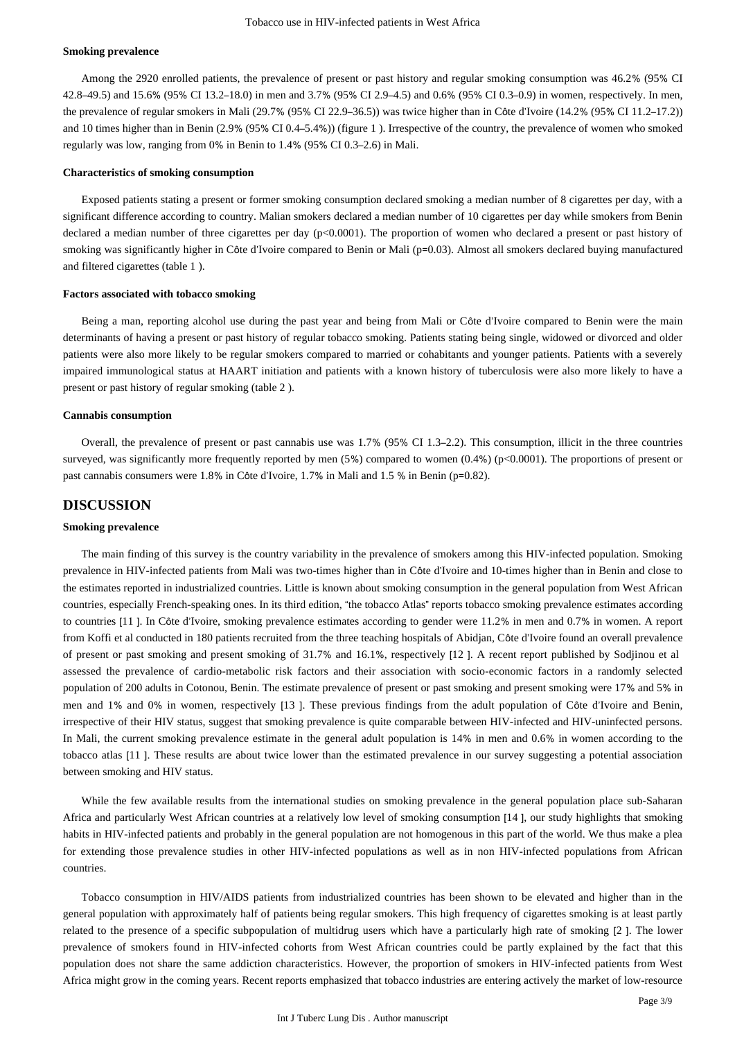### Smoking prevalence

Among the 2920 enrolled patients, the prevalence of present or past history and regular smoking consumption was 46.2% (95% CI 42.8–49.5) and 15.6% (95% CI 13.2–18.0) in men and 3.7% (95% CI 2.9–4.5) and 0.6% (95% CI 0.3–0.9) in women, respectively. In men, the prevalence of regular smokers in Mali (29.7% (95% CI 22.9–36.5)) was twice higher than in Côte d'Ivoire (14.2% (95% CI 11.2–17.2)) and 10 times higher than in Benin (2.9% (95% CI 0.4–5.4%)) (figure 1 ). Irrespective of the country, the prevalence of women who smoked regularly was low, ranging from 0% in Benin to 1.4% (95% CI 0.3–2.6) in Mali.

### Characteristics of smoking consumption

Exposed patients stating a present or former smoking consumption declared smoking a median number of 8 cigarettes per day, with a significant difference according to country. Malian smokers declared a median number of 10 cigarettes per day while smokers from Benin declared a median number of three cigarettes per day ($p<0.0001$). The proportion of women who declared a present or past history of smoking was significantly higher in Côte d'Ivoire compared to Benin or Mali ($p=0.03$). Almost all smokers declared buying manufactured and filtered cigarettes (table 1 ).

### Factors associated with tobacco smoking

Being a man, reporting alcohol use during the past year and being from Mali or Côte d'Ivoire compared to Benin were the main determinants of having a present or past history of regular tobacco smoking. Patients stating being single, widowed or divorced and older patients were also more likely to be regular smokers compared to married or cohabitants and younger patients. Patients with a severely impaired immunological status at HAART initiation and patients with a known history of tuberculosis were also more likely to have a present or past history of regular smoking (table 2 ).

### Cannabis consumption

Overall, the prevalence of present or past cannabis use was 1.7% (95% CI 1.3–2.2). This consumption, illicit in the three countries surveyed, was significantly more frequently reported by men (5%) compared to women (0.4%) ($p<0.0001$). The proportions of present or past cannabis consumers were 1.8% in Côte d'Ivoire, 1.7% in Mali and 1.5 % in Benin ($p=0.82$).

## DISCUSSION

### Smoking prevalence

The main finding of this survey is the country variability in the prevalence of smokers among this HIV-infected population. Smoking prevalence in HIV-infected patients from Mali was two-times higher than in Côte d'Ivoire and 10-times higher than in Benin and close to the estimates reported in industrialized countries. Little is known about smoking consumption in the general population from West African countries, especially French-speaking ones. In its third edition, "the tobacco Atlas" reports tobacco smoking prevalence estimates according to countries [11 ]. In Côte d'Ivoire, smoking prevalence estimates according to gender were 11.2% in men and 0.7% in women. A report from Koffi et al conducted in 180 patients recruited from the three teaching hospitals of Abidjan, Côte d'Ivoire found an overall prevalence of present or past smoking and present smoking of 31.7% and 16.1%, respectively [12 ]. A recent report published by Sodjinou et al assessed the prevalence of cardio-metabolic risk factors and their association with socio-economic factors in a randomly selected population of 200 adults in Cotonou, Benin. The estimate prevalence of present or past smoking and present smoking were 17% and 5% in men and 1% and 0% in women, respectively [13 ]. These previous findings from the adult population of Côte d'Ivoire and Benin, irrespective of their HIV status, suggest that smoking prevalence is quite comparable between HIV-infected and HIV-uninfected persons. In Mali, the current smoking prevalence estimate in the general adult population is 14% in men and 0.6% in women according to the tobacco atlas [11 ]. These results are about twice lower than the estimated prevalence in our survey suggesting a potential association between smoking and HIV status.

While the few available results from the international studies on smoking prevalence in the general population place sub-Saharan Africa and particularly West African countries at a relatively low level of smoking consumption [14 ], our study highlights that smoking habits in HIV-infected patients and probably in the general population are not homogenous in this part of the world. We thus make a plea for extending those prevalence studies in other HIV-infected populations as well as in non HIV-infected populations from African countries.

Tobacco consumption in HIV/AIDS patients from industrialized countries has been shown to be elevated and higher than in the general population with approximately half of patients being regular smokers. This high frequency of cigarettes smoking is at least partly related to the presence of a specific subpopulation of multidrug users which have a particularly high rate of smoking [2 ]. The lower prevalence of smokers found in HIV-infected cohorts from West African countries could be partly explained by the fact that this population does not share the same addiction characteristics. However, the proportion of smokers in HIV-infected patients from West Africa might grow in the coming years. Recent reports emphasized that tobacco industries are entering actively the market of low-resource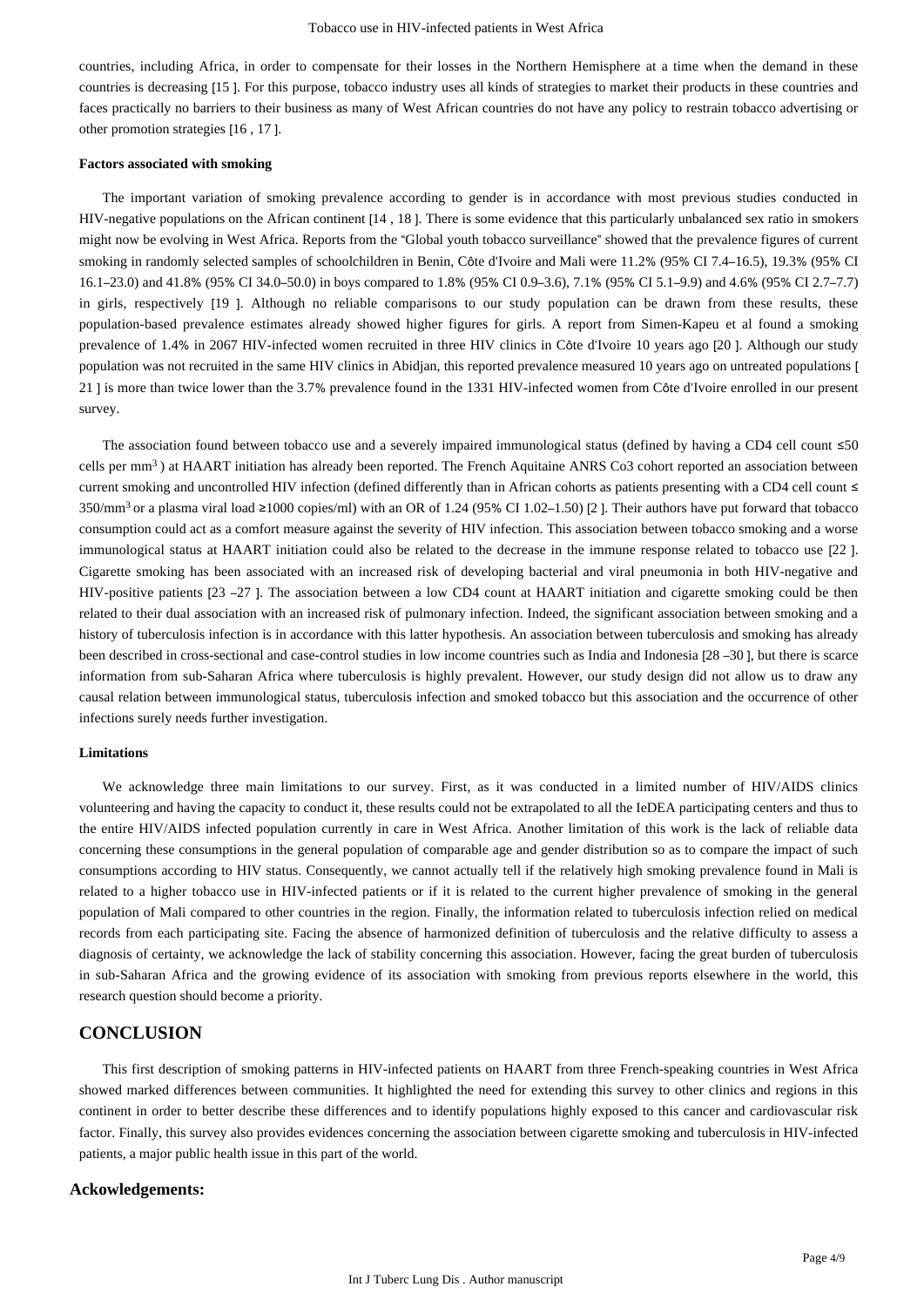countries, including Africa, in order to compensate for their losses in the Northern Hemisphere at a time when the demand in these countries is decreasing [15 ]. For this purpose, tobacco industry uses all kinds of strategies to market their products in these countries and faces practically no barriers to their business as many of West African countries do not have any policy to restrain tobacco advertising or other promotion strategies [16 , 17 ].

#### Factors associated with smoking

The important variation of smoking prevalence according to gender is in accordance with most previous studies conducted in HIV-negative populations on the African continent [14 , 18 ]. There is some evidence that this particularly unbalanced sex ratio in smokers might now be evolving in West Africa. Reports from the "Global youth tobacco surveillance" showed that the prevalence figures of current smoking in randomly selected samples of schoolchildren in Benin, Côte d'Ivoire and Mali were 11.2% (95% CI 7.4–16.5), 19.3% (95% CI 16.1–23.0) and 41.8% (95% CI 34.0–50.0) in boys compared to 1.8% (95% CI 0.9–3.6), 7.1% (95% CI 5.1–9.9) and 4.6% (95% CI 2.7–7.7) in girls, respectively [19 ]. Although no reliable comparisons to our study population can be drawn from these results, these population-based prevalence estimates already showed higher figures for girls. A report from Simen-Kapeu et al found a smoking prevalence of 1.4% in 2067 HIV-infected women recruited in three HIV clinics in Côte d'Ivoire 10 years ago [20 ]. Although our study population was not recruited in the same HIV clinics in Abidjan, this reported prevalence measured 10 years ago on untreated populations [ 21 ] is more than twice lower than the 3.7% prevalence found in the 1331 HIV-infected women from Côte d'Ivoire enrolled in our present survey.

The association found between tobacco use and a severely impaired immunological status (defined by having a CD4 cell count ≤50 cells per $mm^3$ ) at HAART initiation has already been reported. The French Aquitaine ANRS Co3 cohort reported an association between current smoking and uncontrolled HIV infection (defined differently than in African cohorts as patients presenting with a CD4 cell count ≤ $350/mm^3$ or a plasma viral load ≥1000 copies/ml) with an OR of 1.24 (95% CI 1.02–1.50) [2 ]. Their authors have put forward that tobacco consumption could act as a comfort measure against the severity of HIV infection. This association between tobacco smoking and a worse immunological status at HAART initiation could also be related to the decrease in the immune response related to tobacco use [22 ]. Cigarette smoking has been associated with an increased risk of developing bacterial and viral pneumonia in both HIV-negative and HIV-positive patients [23 –27 ]. The association between a low CD4 count at HAART initiation and cigarette smoking could be then related to their dual association with an increased risk of pulmonary infection. Indeed, the significant association between smoking and a history of tuberculosis infection is in accordance with this latter hypothesis. An association between tuberculosis and smoking has already been described in cross-sectional and case-control studies in low income countries such as India and Indonesia [28 –30 ], but there is scarce information from sub-Saharan Africa where tuberculosis is highly prevalent. However, our study design did not allow us to draw any causal relation between immunological status, tuberculosis infection and smoked tobacco but this association and the occurrence of other infections surely needs further investigation.

#### Limitations

We acknowledge three main limitations to our survey. First, as it was conducted in a limited number of HIV/AIDS clinics volunteering and having the capacity to conduct it, these results could not be extrapolated to all the IeDEA participating centers and thus to the entire HIV/AIDS infected population currently in care in West Africa. Another limitation of this work is the lack of reliable data concerning these consumptions in the general population of comparable age and gender distribution so as to compare the impact of such consumptions according to HIV status. Consequently, we cannot actually tell if the relatively high smoking prevalence found in Mali is related to a higher tobacco use in HIV-infected patients or if it is related to the current higher prevalence of smoking in the general population of Mali compared to other countries in the region. Finally, the information related to tuberculosis infection relied on medical records from each participating site. Facing the absence of harmonized definition of tuberculosis and the relative difficulty to assess a diagnosis of certainty, we acknowledge the lack of stability concerning this association. However, facing the great burden of tuberculosis in sub-Saharan Africa and the growing evidence of its association with smoking from previous reports elsewhere in the world, this research question should become a priority.

## CONCLUSION

This first description of smoking patterns in HIV-infected patients on HAART from three French-speaking countries in West Africa showed marked differences between communities. It highlighted the need for extending this survey to other clinics and regions in this continent in order to better describe these differences and to identify populations highly exposed to this cancer and cardiovascular risk factor. Finally, this survey also provides evidences concerning the association between cigarette smoking and tuberculosis in HIV-infected patients, a major public health issue in this part of the world.

### Ackowledgements: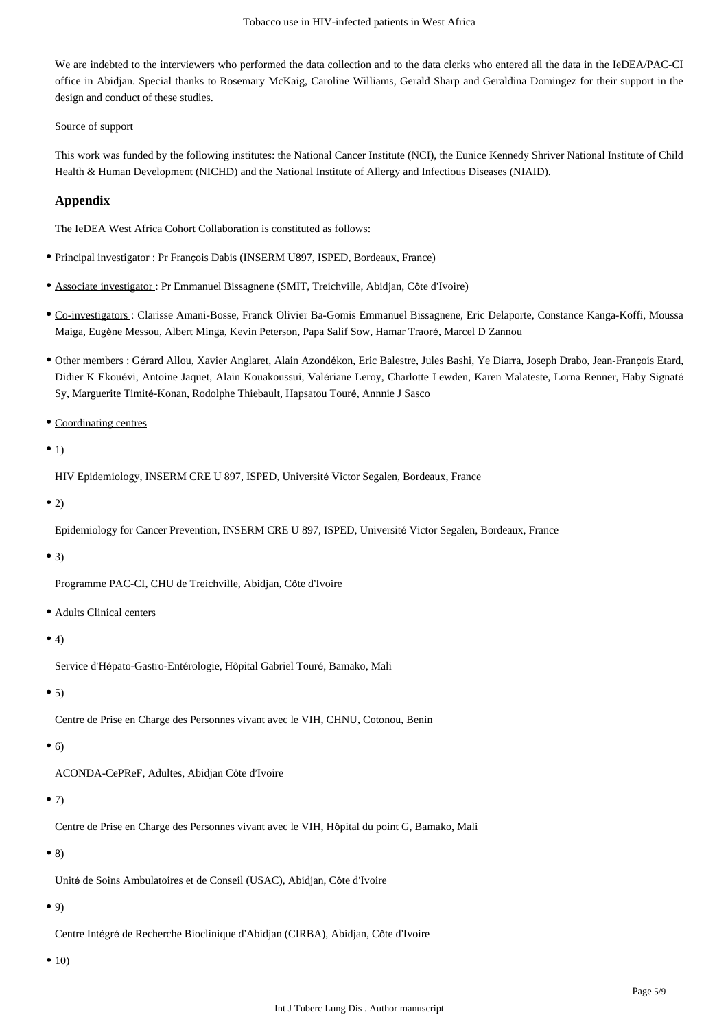We are indebted to the interviewers who performed the data collection and to the data clerks who entered all the data in the IeDEA/PAC-CI office in Abidjan. Special thanks to Rosemary McKaig, Caroline Williams, Gerald Sharp and Geraldina Domingez for their support in the design and conduct of these studies.

Source of support

This work was funded by the following institutes: the National Cancer Institute (NCI), the Eunice Kennedy Shriver National Institute of Child Health & Human Development (NICHD) and the National Institute of Allergy and Infectious Diseases (NIAID).

## Appendix

The IeDEA West Africa Cohort Collaboration is constituted as follows:

- Principal investigator : Pr François Dabis (INSERM U897, ISPED, Bordeaux, France)
- Associate investigator : Pr Emmanuel Bissagnene (SMIT, Treichville, Abidjan, Côte d'Ivoire)
- Co-investigators : Clarisse Amani-Bosse, Franck Olivier Ba-Gomis Emmanuel Bissagnene, Eric Delaporte, Constance Kanga-Koffi, Moussa Maiga, Eugène Messou, Albert Minga, Kevin Peterson, Papa Salif Sow, Hamar Traoré, Marcel D Zannou
- Other members : Gérard Allou, Xavier Anglaret, Alain Azondékon, Eric Balestre, Jules Bashi, Ye Diarra, Joseph Drabo, Jean-François Etard, Didier K Ekouévi, Antoine Jaquet, Alain Kouakoussui, Valériane Leroy, Charlotte Lewden, Karen Malateste, Lorna Renner, Haby Signaté Sy, Marguerite Timité-Konan, Rodolphe Thiebault, Hapsatou Touré, Annnie J Sasco
- Coordinating centres
- 1)

  HIV Epidemiology, INSERM CRE U 897, ISPED, Université Victor Segalen, Bordeaux, France
- 2)

  Epidemiology for Cancer Prevention, INSERM CRE U 897, ISPED, Université Victor Segalen, Bordeaux, France
- 3)

  Programme PAC-CI, CHU de Treichville, Abidjan, Côte d'Ivoire
- Adults Clinical centers
- 4)

  Service d'Hépato-Gastro-Entérologie, Hôpital Gabriel Touré, Bamako, Mali
- 5)

  Centre de Prise en Charge des Personnes vivant avec le VIH, CHNU, Cotonou, Benin
- 6)

  ACONDA-CePReF, Adultes, Abidjan Côte d'Ivoire
- 7)

  Centre de Prise en Charge des Personnes vivant avec le VIH, Hôpital du point G, Bamako, Mali
- 8)

  Unité de Soins Ambulatoires et de Conseil (USAC), Abidjan, Côte d'Ivoire
- 9)

  Centre Intégré de Recherche Bioclinique d'Abidjan (CIRBA), Abidjan, Côte d'Ivoire
- 10)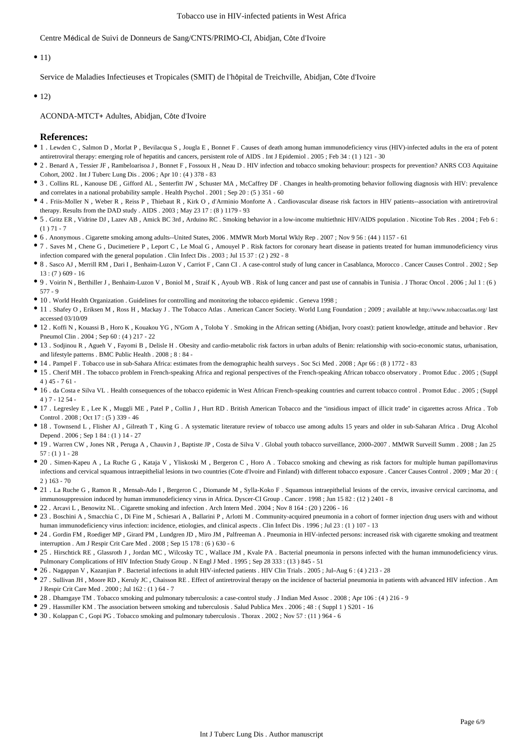Centre Médical de Suivi de Donneurs de Sang/CNTS/PRIMO-CI, Abidjan, Côte d'Ivoire

- 11)

Service de Maladies Infectieuses et Tropicales (SMIT) de l'hôpital de Treichville, Abidjan, Côte d'Ivoire

- 12)

ACONDA-MTCT+ Adultes, Abidjan, Côte d'Ivoire

## References:

- 1 . Lewden C , Salmon D , Morlat P , Bevilacqua S , Jougla E , Bonnet F . Causes of death among human immunodeficiency virus (HIV)-infected adults in the era of potent antiretroviral therapy: emerging role of hepatitis and cancers, persistent role of AIDS . Int J Epidemiol . 2005 ; Feb 34 : (1 ) 121 - 30
- 2 . Benard A , Tessier JF , Rambeloarisoa J , Bonnet F , Fossoux H , Neau D . HIV infection and tobacco smoking behaviour: prospects for prevention? ANRS CO3 Aquitaine Cohort, 2002 . Int J Tuberc Lung Dis . 2006 ; Apr 10 : (4 ) 378 - 83
- 3 . Collins RL , Kanouse DE , Gifford AL , Senterfitt JW , Schuster MA , McCaffrey DF . Changes in health-promoting behavior following diagnosis with HIV: prevalence and correlates in a national probability sample . Health Psychol . 2001 ; Sep 20 : (5 ) 351 - 60
- 4 . Friis-Moller N , Weber R , Reiss P , Thiebaut R , Kirk O , d'Arminio Monforte A . Cardiovascular disease risk factors in HIV patients--association with antiretroviral therapy. Results from the DAD study . AIDS . 2003 ; May 23 17 : (8 ) 1179 - 93
- 5 . Gritz ER , Vidrine DJ , Lazev AB , Amick BC 3rd , Arduino RC . Smoking behavior in a low-income multiethnic HIV/AIDS population . Nicotine Tob Res . 2004 ; Feb 6 : (1 ) 71 - 7
- 6 . Anonymous . Cigarette smoking among adults--United States, 2006 . MMWR Morb Mortal Wkly Rep . 2007 ; Nov 9 56 : (44 ) 1157 - 61
- 7 . Saves M , Chene G , Ducimetiere P , Leport C , Le Moal G , Amouyel P . Risk factors for coronary heart disease in patients treated for human immunodeficiency virus infection compared with the general population . Clin Infect Dis . 2003 ; Jul 15 37 : (2 ) 292 - 8
- 8 . Sasco AJ , Merrill RM , Dari I , Benhaim-Luzon V , Carriot F , Cann CI . A case-control study of lung cancer in Casablanca, Morocco . Cancer Causes Control . 2002 ; Sep 13 : (7 ) 609 - 16
- 9 . Voirin N , Berthiller J , Benhaim-Luzon V , Boniol M , Straif K , Ayoub WB . Risk of lung cancer and past use of cannabis in Tunisia . J Thorac Oncol . 2006 ; Jul 1 : (6 ) 577 - 9
- 10 . World Health Organization . Guidelines for controlling and monitoring the tobacco epidemic . Geneva 1998 ;
- 11 . Shafey O , Eriksen M , Ross H , Mackay J . The Tobacco Atlas . American Cancer Society. World Lung Foundation ; 2009 ; available at http://www.tobaccoatlas.org/ last accessed 03/10/09
- 12 . Koffi N , Kouassi B , Horo K , Kouakou YG , N'Gom A , Toloba Y . Smoking in the African setting (Abidjan, Ivory coast): patient knowledge, attitude and behavior . Rev Pneumol Clin . 2004 ; Sep 60 : (4 ) 217 - 22
- 13 . Sodjinou R , Agueh V , Fayomi B , Delisle H . Obesity and cardio-metabolic risk factors in urban adults of Benin: relationship with socio-economic status, urbanisation, and lifestyle patterns . BMC Public Health . 2008 ; 8 : 84 -
- 14 . Pampel F . Tobacco use in sub-Sahara Africa: estimates from the demographic health surveys . Soc Sci Med . 2008 ; Apr 66 : (8 ) 1772 - 83
- 15 . Cherif MH . The tobacco problem in French-speaking Africa and regional perspectives of the French-speaking African tobacco observatory . Promot Educ . 2005 ; (Suppl 4 ) 45 - 7 61 -
- 16 . da Costa e Silva VL . Health consequences of the tobacco epidemic in West African French-speaking countries and current tobacco control . Promot Educ . 2005 ; (Suppl 4 ) 7 - 12 54 -
- 17 . Legresley E , Lee K , Muggli ME , Patel P , Collin J , Hurt RD . British American Tobacco and the "insidious impact of illicit trade" in cigarettes across Africa . Tob Control . 2008 ; Oct 17 : (5 ) 339 - 46
- 18 . Townsend L , Flisher AJ , Gilreath T , King G . A systematic literature review of tobacco use among adults 15 years and older in sub-Saharan Africa . Drug Alcohol Depend . 2006 ; Sep 1 84 : (1 ) 14 - 27
- 19 . Warren CW , Jones NR , Peruga A , Chauvin J , Baptiste JP , Costa de Silva V . Global youth tobacco surveillance, 2000–2007 . MMWR Surveill Summ . 2008 ; Jan 25 57 : (1 ) 1 - 28
- 20 . Simen-Kapeu A , La Ruche G , Kataja V , Yliskoski M , Bergeron C , Horo A . Tobacco smoking and chewing as risk factors for multiple human papillomavirus infections and cervical squamous intraepithelial lesions in two countries (Cote d'Ivoire and Finland) with different tobacco exposure . Cancer Causes Control . 2009 ; Mar 20 : ( 2 ) 163 - 70
- 21 . La Ruche G , Ramon R , Mensah-Ado I , Bergeron C , Diomande M , Sylla-Koko F . Squamous intraepithelial lesions of the cervix, invasive cervical carcinoma, and immunosuppression induced by human immunodeficiency virus in Africa. Dyscer-CI Group . Cancer . 1998 ; Jun 15 82 : (12 ) 2401 - 8
- 22 . Arcavi L , Benowitz NL . Cigarette smoking and infection . Arch Intern Med . 2004 ; Nov 8 164 : (20 ) 2206 - 16
- 23 . Boschini A , Smacchia C , Di Fine M , Schiesari A , Ballarini P , Arlotti M . Community-acquired pneumonia in a cohort of former injection drug users with and without human immunodeficiency virus infection: incidence, etiologies, and clinical aspects . Clin Infect Dis . 1996 ; Jul 23 : (1 ) 107 - 13
- 24 . Gordin FM , Roediger MP , Girard PM , Lundgren JD , Miro JM , Palfreeman A . Pneumonia in HIV-infected persons: increased risk with cigarette smoking and treatment interruption . Am J Respir Crit Care Med . 2008 ; Sep 15 178 : (6 ) 630 - 6
- 25 . Hirschtick RE , Glassroth J , Jordan MC , Wilcosky TC , Wallace JM , Kvale PA . Bacterial pneumonia in persons infected with the human immunodeficiency virus. Pulmonary Complications of HIV Infection Study Group . N Engl J Med . 1995 ; Sep 28 333 : (13 ) 845 - 51
- 26 . Nagappan V , Kazanjian P . Bacterial infections in adult HIV-infected patients . HIV Clin Trials . 2005 ; Jul–Aug 6 : (4 ) 213 - 28
- 27 . Sullivan JH , Moore RD , Keruly JC , Chaisson RE . Effect of antiretroviral therapy on the incidence of bacterial pneumonia in patients with advanced HIV infection . Am J Respir Crit Care Med . 2000 ; Jul 162 : (1 ) 64 - 7
- 28 . Dhamgaye TM . Tobacco smoking and pulmonary tuberculosis: a case-control study . J Indian Med Assoc . 2008 ; Apr 106 : (4 ) 216 - 9
- 29 . Hassmiller KM . The association between smoking and tuberculosis . Salud Publica Mex . 2006 ; 48 : ( Suppl 1 ) S201 - 16
- 30 . Kolappan C , Gopi PG . Tobacco smoking and pulmonary tuberculosis . Thorax . 2002 ; Nov 57 : (11 ) 964 - 6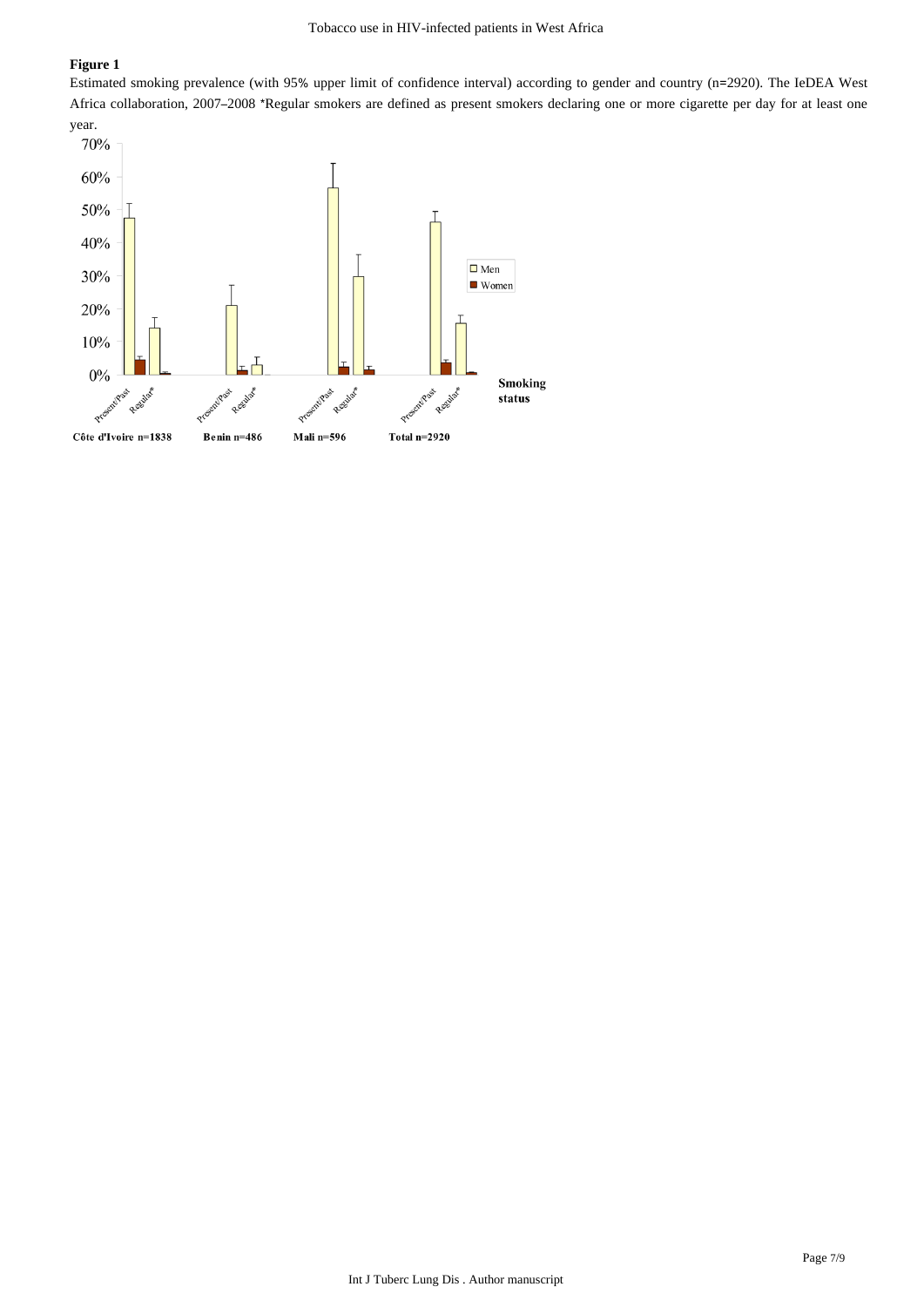## Figure 1

Estimated smoking prevalence (with 95% upper limit of confidence interval) according to gender and country (n=2920). The IeDEA West Africa collaboration, 2007–2008 *Regular smokers are defined as present smokers declaring one or more cigarette per day for at least one year.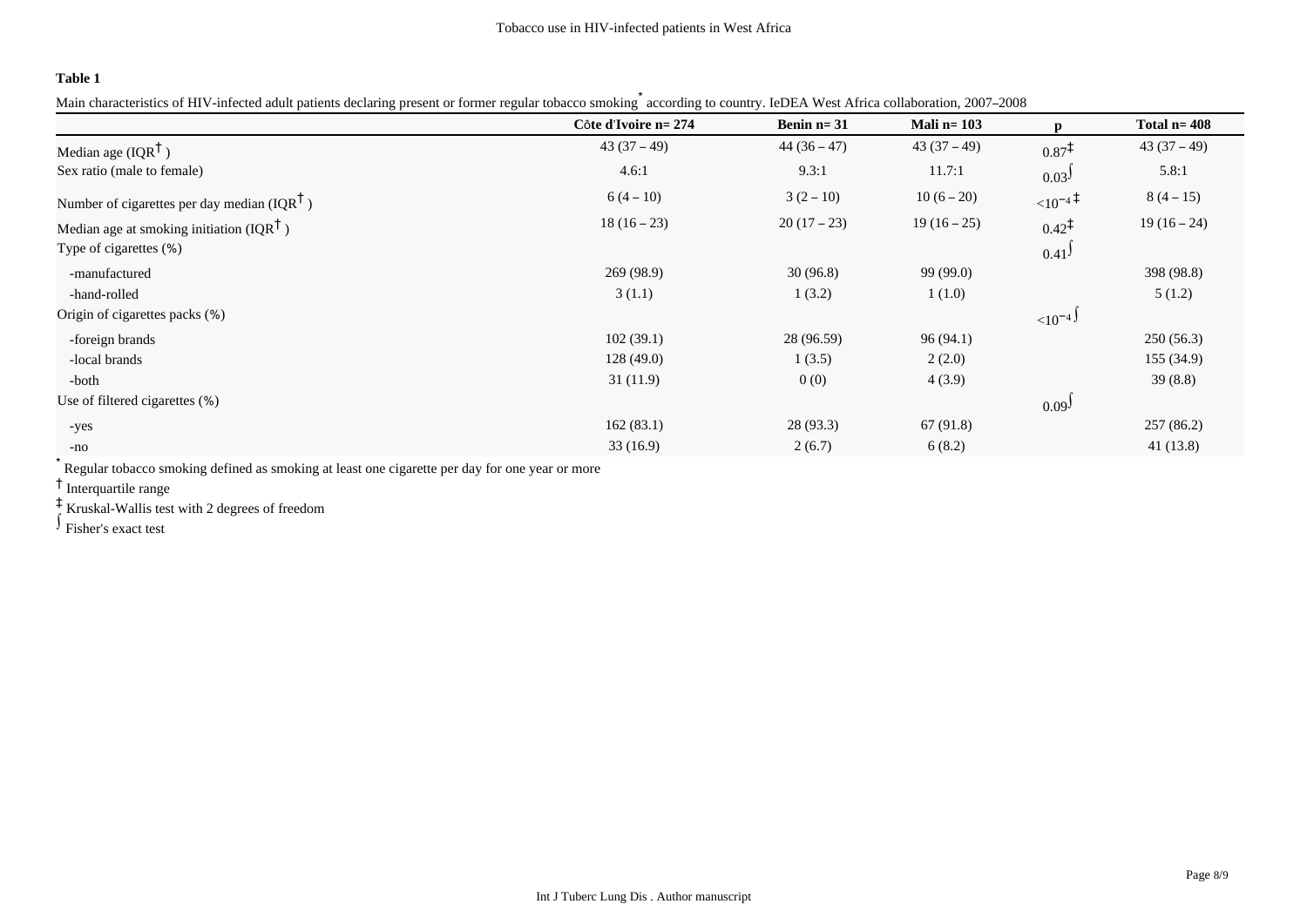**Table 1**

Main characteristics of HIV-infected adult patients declaring present or former regular tobacco smoking* according to country. IeDEA West Africa collaboration, 2007–2008

| | Côte d'Ivoire n= 274 | Benin n= 31 | Mali n= 103 | p | Total n= 408 |
|---|---|---|---|---|---|
| Median age (IQR†) | 43 (37 – 49) | 44 (36 – 47) | 43 (37 – 49) | 0.87‡ | 43 (37 – 49) |
| Sex ratio (male to female) | 4.6:1 | 9.3:1 | 11.7:1 | 0.03∫ | 5.8:1 |
| Number of cigarettes per day median (IQR†) | 6 (4 – 10) | 3 (2 – 10) | 10 (6 – 20) | $<10^{-4}$ ‡ | 8 (4 – 15) |
| Median age at smoking initiation (IQR†) | 18 (16 – 23) | 20 (17 – 23) | 19 (16 – 25) | 0.42‡ | 19 (16 – 24) |
| Type of cigarettes (%) | | | | 0.41∫ | |
| -manufactured | 269 (98.9) | 30 (96.8) | 99 (99.0) | | 398 (98.8) |
| -hand-rolled | 3 (1.1) | 1 (3.2) | 1 (1.0) | | 5 (1.2) |
| Origin of cigarettes packs (%) | | | | $<10^{-4}$ ∫ | |
| -foreign brands | 102 (39.1) | 28 (96.59) | 96 (94.1) | | 250 (56.3) |
| -local brands | 128 (49.0) | 1 (3.5) | 2 (2.0) | | 155 (34.9) |
| -both | 31 (11.9) | 0 (0) | 4 (3.9) | | 39 (8.8) |
| Use of filtered cigarettes (%) | | | | 0.09∫ | |
| -yes | 162 (83.1) | 28 (93.3) | 67 (91.8) | | 257 (86.2) |
| -no | 33 (16.9) | 2 (6.7) | 6 (8.2) | | 41 (13.8) |

\* Regular tobacco smoking defined as smoking at least one cigarette per day for one year or more

† Interquartile range

‡ Kruskal-Wallis test with 2 degrees of freedom

∫ Fisher's exact test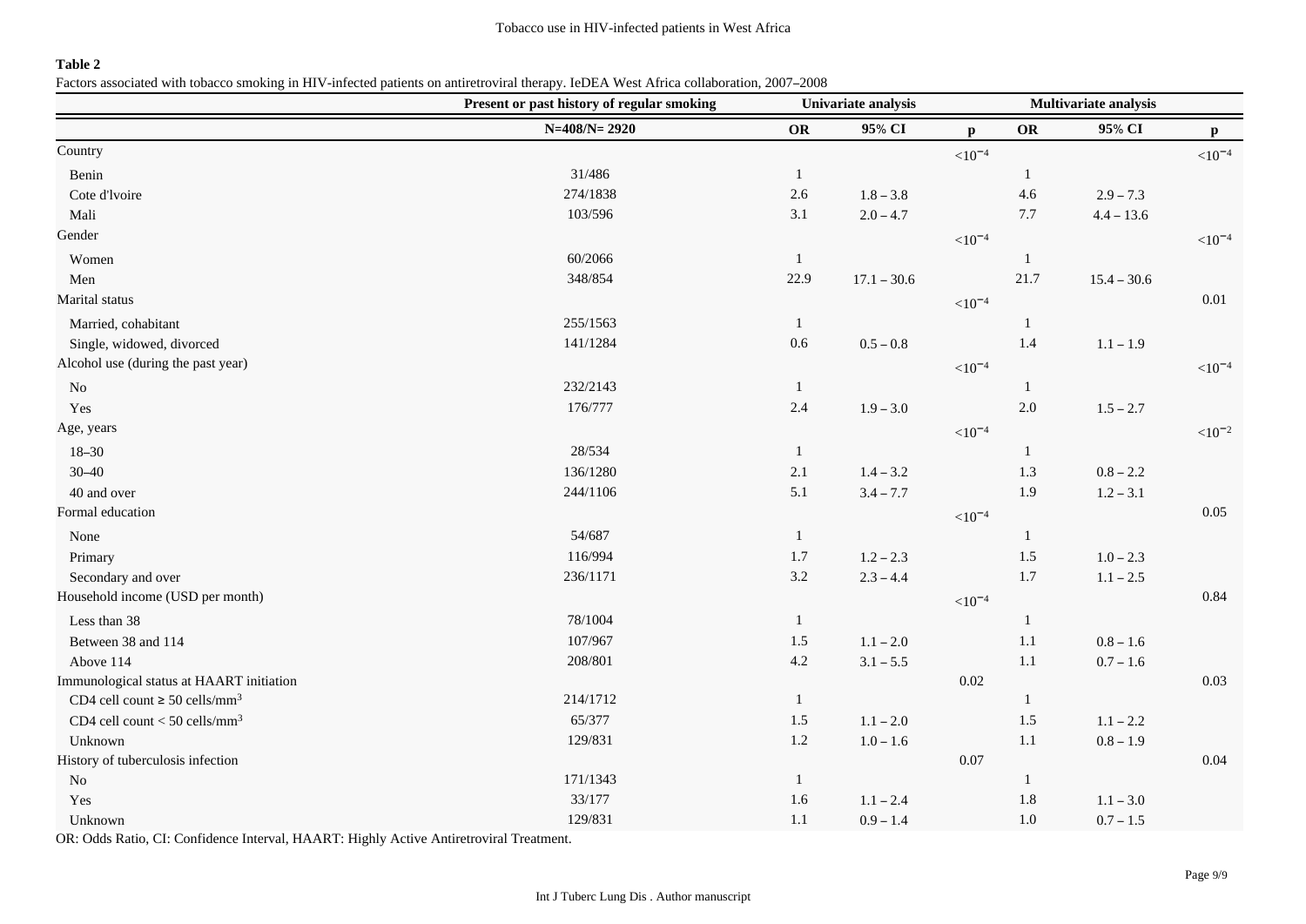**Table 2**

Factors associated with tobacco smoking in HIV-infected patients on antiretroviral therapy. IeDEA West Africa collaboration, 2007–2008

| | Present or past history of regular smoking | Univariate analysis | | | Multivariate analysis | | |
|---|---|---|---|---|---|---|---|
| | N=408/N= 2920 | OR | 95% CI | p | OR | 95% CI | p |
| Country | | | | $<10^{-4}$ | | | $<10^{-4}$ |
| Benin | 31/486 | 1 | | | 1 | | |
| Cote d'Ivoire | 274/1838 | 2.6 | 1.8 – 3.8 | | 4.6 | 2.9 – 7.3 | |
| Mali | 103/596 | 3.1 | 2.0 – 4.7 | | 7.7 | 4.4 – 13.6 | |
| Gender | | | | $<10^{-4}$ | | | $<10^{-4}$ |
| Women | 60/2066 | 1 | | | 1 | | |
| Men | 348/854 | 22.9 | 17.1 – 30.6 | | 21.7 | 15.4 – 30.6 | |
| Marital status | | | | $<10^{-4}$ | | | 0.01 |
| Married, cohabitant | 255/1563 | 1 | | | 1 | | |
| Single, widowed, divorced | 141/1284 | 0.6 | 0.5 – 0.8 | | 1.4 | 1.1 – 1.9 | |
| Alcohol use (during the past year) | | | | $<10^{-4}$ | | | $<10^{-4}$ |
| No | 232/2143 | 1 | | | 1 | | |
| Yes | 176/777 | 2.4 | 1.9 – 3.0 | | 2.0 | 1.5 – 2.7 | |
| Age, years | | | | $<10^{-4}$ | | | $<10^{-2}$ |
| 18–30 | 28/534 | 1 | | | 1 | | |
| 30–40 | 136/1280 | 2.1 | 1.4 – 3.2 | | 1.3 | 0.8 – 2.2 | |
| 40 and over | 244/1106 | 5.1 | 3.4 – 7.7 | | 1.9 | 1.2 – 3.1 | |
| Formal education | | | | $<10^{-4}$ | | | 0.05 |
| None | 54/687 | 1 | | | 1 | | |
| Primary | 116/994 | 1.7 | 1.2 – 2.3 | | 1.5 | 1.0 – 2.3 | |
| Secondary and over | 236/1171 | 3.2 | 2.3 – 4.4 | | 1.7 | 1.1 – 2.5 | |
| Household income (USD per month) | | | | $<10^{-4}$ | | | 0.84 |
| Less than 38 | 78/1004 | 1 | | | 1 | | |
| Between 38 and 114 | 107/967 | 1.5 | 1.1 – 2.0 | | 1.1 | 0.8 – 1.6 | |
| Above 114 | 208/801 | 4.2 | 3.1 – 5.5 | | 1.1 | 0.7 – 1.6 | |
| Immunological status at HAART initiation | | | | 0.02 | | | 0.03 |
| CD4 cell count ≥ 50 cells/mm³ | 214/1712 | 1 | | | 1 | | |
| CD4 cell count < 50 cells/mm³ | 65/377 | 1.5 | 1.1 – 2.0 | | 1.5 | 1.1 – 2.2 | |
| Unknown | 129/831 | 1.2 | 1.0 – 1.6 | | 1.1 | 0.8 – 1.9 | |
| History of tuberculosis infection | | | | 0.07 | | | 0.04 |
| No | 171/1343 | 1 | | | 1 | | |
| Yes | 33/177 | 1.6 | 1.1 – 2.4 | | 1.8 | 1.1 – 3.0 | |
| Unknown | 129/831 | 1.1 | 0.9 – 1.4 | | 1.0 | 0.7 – 1.5 | |

OR: Odds Ratio, CI: Confidence Interval, HAART: Highly Active Antiretroviral Treatment.